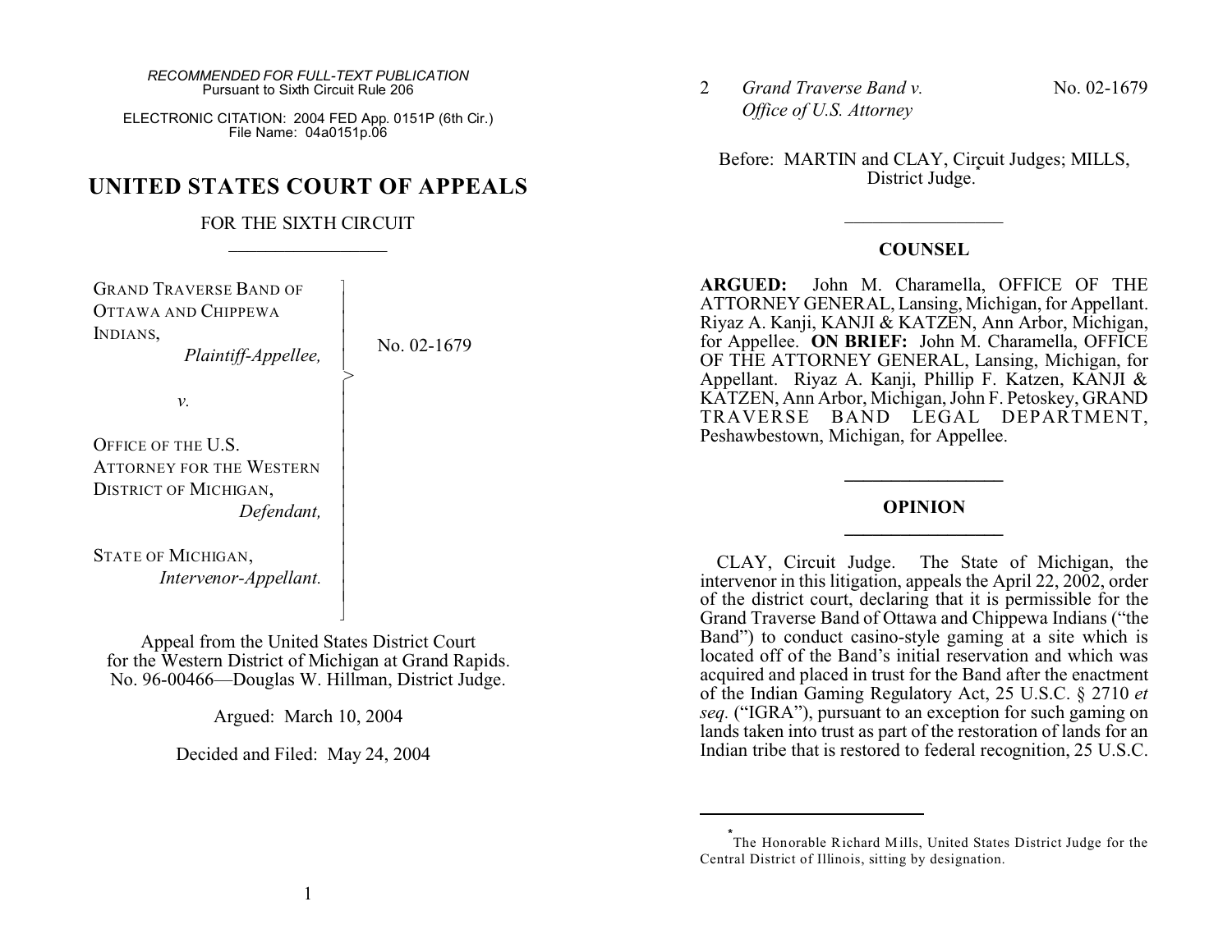*RECOMMENDED FOR FULL-TEXT PUBLICATION*
Pursuant to Sixth Circuit Rule 206

ELECTRONIC CITATION: 2004 FED App. 0151P (6th Cir.)
File Name: 04a0151p.06

# UNITED STATES COURT OF APPEALS

## FOR THE SIXTH CIRCUIT

GRAND TRAVERSE BAND OF OTTAWA AND CHIPPEWA INDIANS,
*Plaintiff-Appellee,*

*v.*

OFFICE OF THE U.S. ATTORNEY FOR THE WESTERN DISTRICT OF MICHIGAN,
*Defendant,*

STATE OF MICHIGAN,
*Intervenor-Appellant.*

No. 02-1679

Appeal from the United States District Court for the Western District of Michigan at Grand Rapids.
No. 96-00466—Douglas W. Hillman, District Judge.

Argued: March 10, 2004

Decided and Filed: May 24, 2004

Before: MARTIN and CLAY, Circuit Judges; MILLS, District Judge.*

## COUNSEL

**ARGUED:** John M. Charamella, OFFICE OF THE ATTORNEY GENERAL, Lansing, Michigan, for Appellant. Riyaz A. Kanji, KANJI & KATZEN, Ann Arbor, Michigan, for Appellee. **ON BRIEF:** John M. Charamella, OFFICE OF THE ATTORNEY GENERAL, Lansing, Michigan, for Appellant. Riyaz A. Kanji, Phillip F. Katzen, KANJI & KATZEN, Ann Arbor, Michigan, John F. Petoskey, GRAND TRAVERSE BAND LEGAL DEPARTMENT, Peshawbestown, Michigan, for Appellee.

## OPINION

CLAY, Circuit Judge. The State of Michigan, the intervenor in this litigation, appeals the April 22, 2002, order of the district court, declaring that it is permissible for the Grand Traverse Band of Ottawa and Chippewa Indians ("the Band") to conduct casino-style gaming at a site which is located off of the Band's initial reservation and which was acquired and placed in trust for the Band after the enactment of the Indian Gaming Regulatory Act, 25 U.S.C. § 2710 *et seq.* ("IGRA"), pursuant to an exception for such gaming on lands taken into trust as part of the restoration of lands for an Indian tribe that is restored to federal recognition, 25 U.S.C.

---

* The Honorable Richard Mills, United States District Judge for the Central District of Illinois, sitting by designation.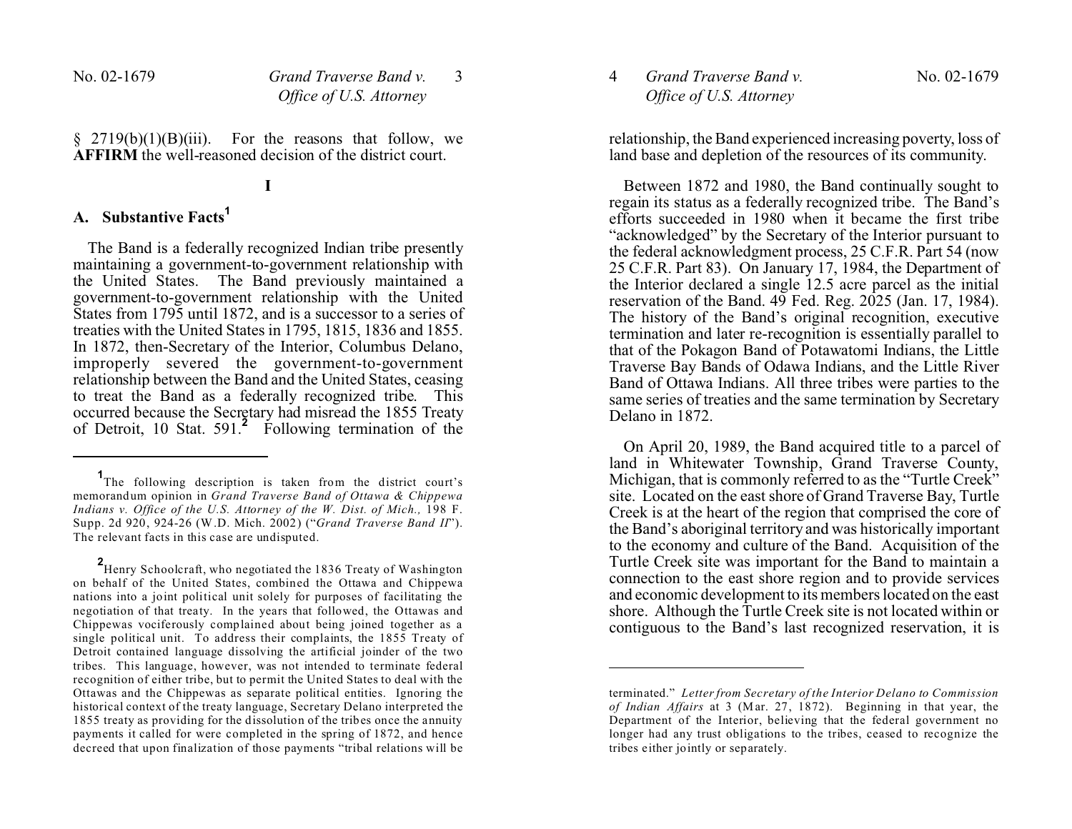§ 2719(b)(1)(B)(iii). For the reasons that follow, we **AFFIRM** the well-reasoned decision of the district court.

# I

## A. Substantive Facts[1]

The Band is a federally recognized Indian tribe presently maintaining a government-to-government relationship with the United States. The Band previously maintained a government-to-government relationship with the United States from 1795 until 1872, and is a successor to a series of treaties with the United States in 1795, 1815, 1836 and 1855. In 1872, then-Secretary of the Interior, Columbus Delano, improperly severed the government-to-government relationship between the Band and the United States, ceasing to treat the Band as a federally recognized tribe. This occurred because the Secretary had misread the 1855 Treaty of Detroit, 10 Stat. 591.[2] Following termination of the relationship, the Band experienced increasing poverty, loss of land base and depletion of the resources of its community.

Between 1872 and 1980, the Band continually sought to regain its status as a federally recognized tribe. The Band's efforts succeeded in 1980 when it became the first tribe "acknowledged" by the Secretary of the Interior pursuant to the federal acknowledgment process, 25 C.F.R. Part 54 (now 25 C.F.R. Part 83). On January 17, 1984, the Department of the Interior declared a single 12.5 acre parcel as the initial reservation of the Band. 49 Fed. Reg. 2025 (Jan. 17, 1984). The history of the Band's original recognition, executive termination and later re-recognition is essentially parallel to that of the Pokagon Band of Potawatomi Indians, the Little Traverse Bay Bands of Odawa Indians, and the Little River Band of Ottawa Indians. All three tribes were parties to the same series of treaties and the same termination by Secretary Delano in 1872.

On April 20, 1989, the Band acquired title to a parcel of land in Whitewater Township, Grand Traverse County, Michigan, that is commonly referred to as the "Turtle Creek" site. Located on the east shore of Grand Traverse Bay, Turtle Creek is at the heart of the region that comprised the core of the Band's aboriginal territory and was historically important to the economy and culture of the Band. Acquisition of the Turtle Creek site was important for the Band to maintain a connection to the east shore region and to provide services and economic development to its members located on the east shore. Although the Turtle Creek site is not located within or contiguous to the Band's last recognized reservation, it is

---

[1] The following description is taken from the district court's memorandum opinion in *Grand Traverse Band of Ottawa & Chippewa Indians v. Office of the U.S. Attorney of the W. Dist. of Mich.,* 198 F. Supp. 2d 920, 924-26 (W.D. Mich. 2002) ("*Grand Traverse Band II*"). The relevant facts in this case are undisputed.

[2] Henry Schoolcraft, who negotiated the 1836 Treaty of Washington on behalf of the United States, combined the Ottawa and Chippewa nations into a joint political unit solely for purposes of facilitating the negotiation of that treaty. In the years that followed, the Ottawas and Chippewas vociferously complained about being joined together as a single political unit. To address their complaints, the 1855 Treaty of Detroit contained language dissolving the artificial joinder of the two tribes. This language, however, was not intended to terminate federal recognition of either tribe, but to permit the United States to deal with the Ottawas and the Chippewas as separate political entities. Ignoring the historical context of the treaty language, Secretary Delano interpreted the 1855 treaty as providing for the dissolution of the tribes once the annuity payments it called for were completed in the spring of 1872, and hence decreed that upon finalization of those payments "tribal relations will be terminated." *Letter from Secretary of the Interior Delano to Commission of Indian Affairs* at 3 (Mar. 27, 1872). Beginning in that year, the Department of the Interior, believing that the federal government no longer had any trust obligations to the tribes, ceased to recognize the tribes either jointly or separately.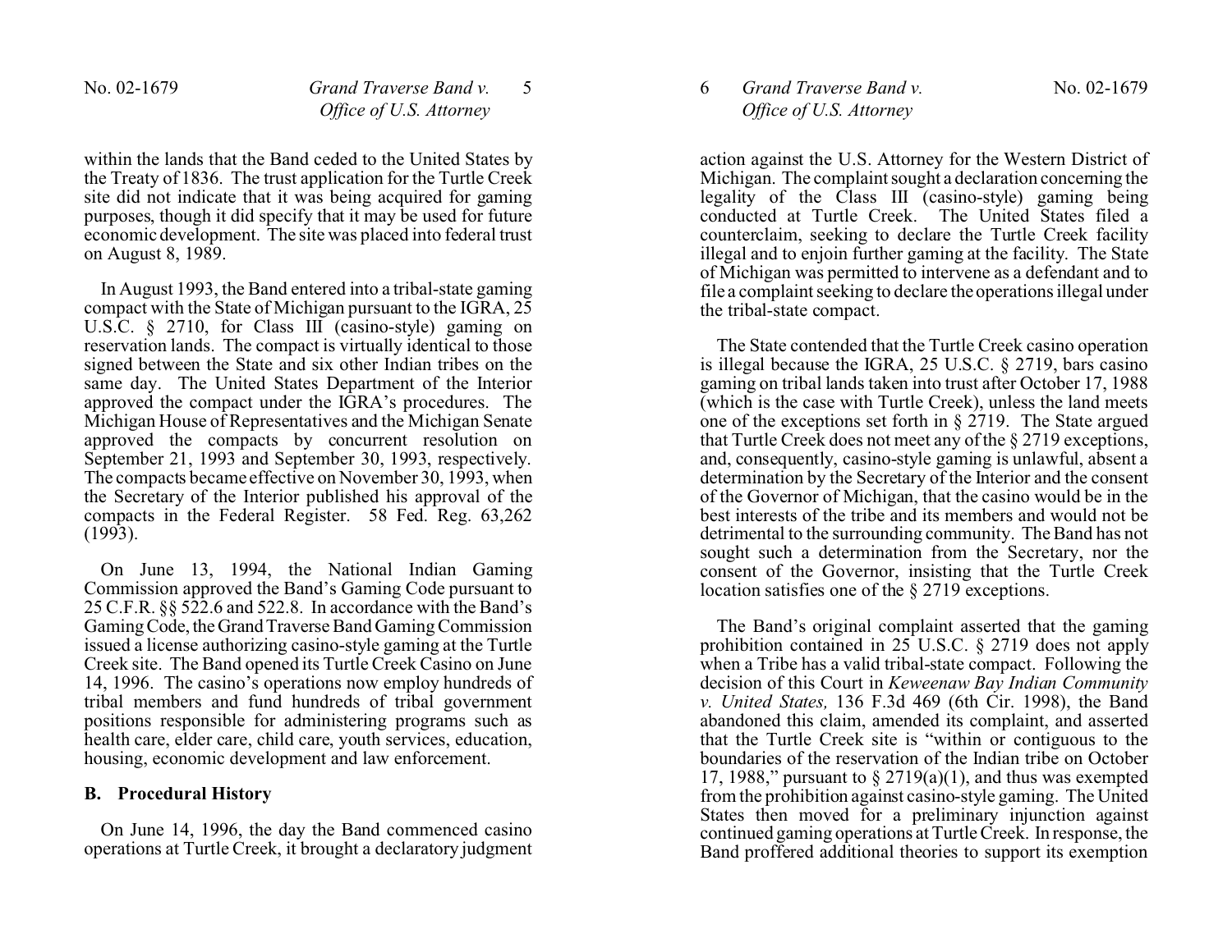within the lands that the Band ceded to the United States by the Treaty of 1836. The trust application for the Turtle Creek site did not indicate that it was being acquired for gaming purposes, though it did specify that it may be used for future economic development. The site was placed into federal trust on August 8, 1989.

In August 1993, the Band entered into a tribal-state gaming compact with the State of Michigan pursuant to the IGRA, 25 U.S.C. § 2710, for Class III (casino-style) gaming on reservation lands. The compact is virtually identical to those signed between the State and six other Indian tribes on the same day. The United States Department of the Interior approved the compact under the IGRA's procedures. The Michigan House of Representatives and the Michigan Senate approved the compacts by concurrent resolution on September 21, 1993 and September 30, 1993, respectively. The compacts became effective on November 30, 1993, when the Secretary of the Interior published his approval of the compacts in the Federal Register. 58 Fed. Reg. 63,262 (1993).

On June 13, 1994, the National Indian Gaming Commission approved the Band's Gaming Code pursuant to 25 C.F.R. §§ 522.6 and 522.8. In accordance with the Band's Gaming Code, the Grand Traverse Band Gaming Commission issued a license authorizing casino-style gaming at the Turtle Creek site. The Band opened its Turtle Creek Casino on June 14, 1996. The casino's operations now employ hundreds of tribal members and fund hundreds of tribal government positions responsible for administering programs such as health care, elder care, child care, youth services, education, housing, economic development and law enforcement.

### B. Procedural History

On June 14, 1996, the day the Band commenced casino operations at Turtle Creek, it brought a declaratory judgment action against the U.S. Attorney for the Western District of Michigan. The complaint sought a declaration concerning the legality of the Class III (casino-style) gaming being conducted at Turtle Creek. The United States filed a counterclaim, seeking to declare the Turtle Creek facility illegal and to enjoin further gaming at the facility. The State of Michigan was permitted to intervene as a defendant and to file a complaint seeking to declare the operations illegal under the tribal-state compact.

The State contended that the Turtle Creek casino operation is illegal because the IGRA, 25 U.S.C. § 2719, bars casino gaming on tribal lands taken into trust after October 17, 1988 (which is the case with Turtle Creek), unless the land meets one of the exceptions set forth in § 2719. The State argued that Turtle Creek does not meet any of the § 2719 exceptions, and, consequently, casino-style gaming is unlawful, absent a determination by the Secretary of the Interior and the consent of the Governor of Michigan, that the casino would be in the best interests of the tribe and its members and would not be detrimental to the surrounding community. The Band has not sought such a determination from the Secretary, nor the consent of the Governor, insisting that the Turtle Creek location satisfies one of the § 2719 exceptions.

The Band's original complaint asserted that the gaming prohibition contained in 25 U.S.C. § 2719 does not apply when a Tribe has a valid tribal-state compact. Following the decision of this Court in *Keweenaw Bay Indian Community v. United States,* 136 F.3d 469 (6th Cir. 1998), the Band abandoned this claim, amended its complaint, and asserted that the Turtle Creek site is "within or contiguous to the boundaries of the reservation of the Indian tribe on October 17, 1988," pursuant to § 2719(a)(1), and thus was exempted from the prohibition against casino-style gaming. The United States then moved for a preliminary injunction against continued gaming operations at Turtle Creek. In response, the Band proffered additional theories to support its exemption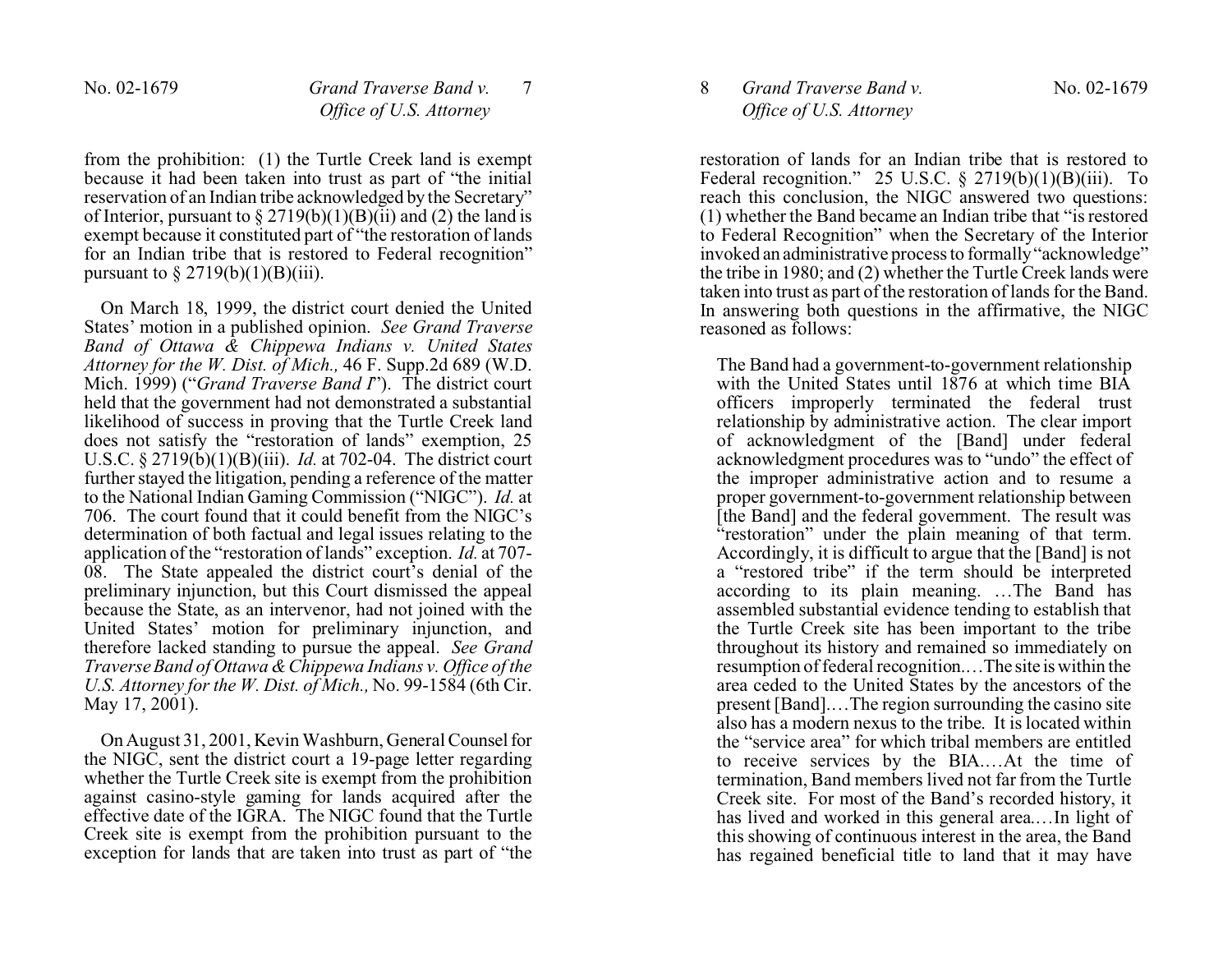from the prohibition: (1) the Turtle Creek land is exempt because it had been taken into trust as part of "the initial reservation of an Indian tribe acknowledged by the Secretary" of Interior, pursuant to § 2719(b)(1)(B)(ii) and (2) the land is exempt because it constituted part of "the restoration of lands for an Indian tribe that is restored to Federal recognition" pursuant to § 2719(b)(1)(B)(iii).

On March 18, 1999, the district court denied the United States' motion in a published opinion. *See Grand Traverse Band of Ottawa & Chippewa Indians v. United States Attorney for the W. Dist. of Mich.,* 46 F. Supp.2d 689 (W.D. Mich. 1999) ("*Grand Traverse Band I*"). The district court held that the government had not demonstrated a substantial likelihood of success in proving that the Turtle Creek land does not satisfy the "restoration of lands" exemption, 25 U.S.C. § 2719(b)(1)(B)(iii). *Id.* at 702-04. The district court further stayed the litigation, pending a reference of the matter to the National Indian Gaming Commission ("NIGC"). *Id.* at 706. The court found that it could benefit from the NIGC's determination of both factual and legal issues relating to the application of the "restoration of lands" exception. *Id.* at 707-08. The State appealed the district court's denial of the preliminary injunction, but this Court dismissed the appeal because the State, as an intervenor, had not joined with the United States' motion for preliminary injunction, and therefore lacked standing to pursue the appeal. *See Grand Traverse Band of Ottawa & Chippewa Indians v. Office of the U.S. Attorney for the W. Dist. of Mich.,* No. 99-1584 (6th Cir. May 17, 2001).

On August 31, 2001, Kevin Washburn, General Counsel for the NIGC, sent the district court a 19-page letter regarding whether the Turtle Creek site is exempt from the prohibition against casino-style gaming for lands acquired after the effective date of the IGRA. The NIGC found that the Turtle Creek site is exempt from the prohibition pursuant to the exception for lands that are taken into trust as part of "the restoration of lands for an Indian tribe that is restored to Federal recognition." 25 U.S.C. § 2719(b)(1)(B)(iii). To reach this conclusion, the NIGC answered two questions: (1) whether the Band became an Indian tribe that "is restored to Federal Recognition" when the Secretary of the Interior invoked an administrative process to formally "acknowledge" the tribe in 1980; and (2) whether the Turtle Creek lands were taken into trust as part of the restoration of lands for the Band. In answering both questions in the affirmative, the NIGC reasoned as follows:

> The Band had a government-to-government relationship with the United States until 1876 at which time BIA officers improperly terminated the federal trust relationship by administrative action. The clear import of acknowledgment of the [Band] under federal acknowledgment procedures was to "undo" the effect of the improper administrative action and to resume a proper government-to-government relationship between [the Band] and the federal government. The result was "restoration" under the plain meaning of that term. Accordingly, it is difficult to argue that the [Band] is not a "restored tribe" if the term should be interpreted according to its plain meaning. …The Band has assembled substantial evidence tending to establish that the Turtle Creek site has been important to the tribe throughout its history and remained so immediately on resumption of federal recognition.…The site is within the area ceded to the United States by the ancestors of the present [Band].…The region surrounding the casino site also has a modern nexus to the tribe. It is located within the "service area" for which tribal members are entitled to receive services by the BIA.…At the time of termination, Band members lived not far from the Turtle Creek site. For most of the Band's recorded history, it has lived and worked in this general area.…In light of this showing of continuous interest in the area, the Band has regained beneficial title to land that it may have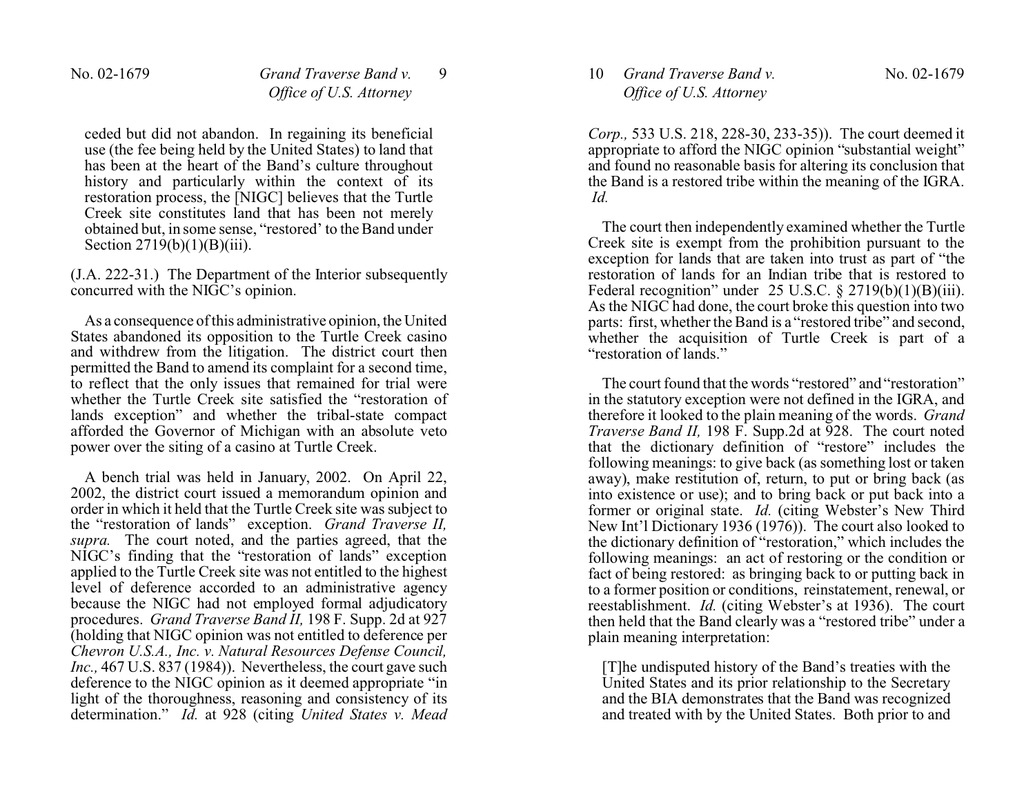ceded but did not abandon. In regaining its beneficial use (the fee being held by the United States) to land that has been at the heart of the Band's culture throughout history and particularly within the context of its restoration process, the [NIGC] believes that the Turtle Creek site constitutes land that has been not merely obtained but, in some sense, "restored' to the Band under Section 2719(b)(1)(B)(iii).

(J.A. 222-31.) The Department of the Interior subsequently concurred with the NIGC's opinion.

As a consequence of this administrative opinion, the United States abandoned its opposition to the Turtle Creek casino and withdrew from the litigation. The district court then permitted the Band to amend its complaint for a second time, to reflect that the only issues that remained for trial were whether the Turtle Creek site satisfied the "restoration of lands exception" and whether the tribal-state compact afforded the Governor of Michigan with an absolute veto power over the siting of a casino at Turtle Creek.

A bench trial was held in January, 2002. On April 22, 2002, the district court issued a memorandum opinion and order in which it held that the Turtle Creek site was subject to the "restoration of lands" exception. *Grand Traverse II, supra.* The court noted, and the parties agreed, that the NIGC's finding that the "restoration of lands" exception applied to the Turtle Creek site was not entitled to the highest level of deference accorded to an administrative agency because the NIGC had not employed formal adjudicatory procedures. *Grand Traverse Band II,* 198 F. Supp. 2d at 927 (holding that NIGC opinion was not entitled to deference per *Chevron U.S.A., Inc. v. Natural Resources Defense Council, Inc.,* 467 U.S. 837 (1984)). Nevertheless, the court gave such deference to the NIGC opinion as it deemed appropriate "in light of the thoroughness, reasoning and consistency of its determination." *Id.* at 928 (citing *United States v. Mead Corp.,* 533 U.S. 218, 228-30, 233-35)). The court deemed it appropriate to afford the NIGC opinion "substantial weight" and found no reasonable basis for altering its conclusion that the Band is a restored tribe within the meaning of the IGRA. *Id.*

The court then independently examined whether the Turtle Creek site is exempt from the prohibition pursuant to the exception for lands that are taken into trust as part of "the restoration of lands for an Indian tribe that is restored to Federal recognition" under 25 U.S.C. § 2719(b)(1)(B)(iii). As the NIGC had done, the court broke this question into two parts: first, whether the Band is a "restored tribe" and second, whether the acquisition of Turtle Creek is part of a "restoration of lands."

The court found that the words "restored" and "restoration" in the statutory exception were not defined in the IGRA, and therefore it looked to the plain meaning of the words. *Grand Traverse Band II,* 198 F. Supp.2d at 928. The court noted that the dictionary definition of "restore" includes the following meanings: to give back (as something lost or taken away), make restitution of, return, to put or bring back (as into existence or use); and to bring back or put back into a former or original state. *Id.* (citing Webster's New Third New Int'l Dictionary 1936 (1976)). The court also looked to the dictionary definition of "restoration," which includes the following meanings: an act of restoring or the condition or fact of being restored: as bringing back to or putting back in to a former position or conditions, reinstatement, renewal, or reestablishment. *Id.* (citing Webster's at 1936). The court then held that the Band clearly was a "restored tribe" under a plain meaning interpretation:

[T]he undisputed history of the Band's treaties with the United States and its prior relationship to the Secretary and the BIA demonstrates that the Band was recognized and treated with by the United States. Both prior to and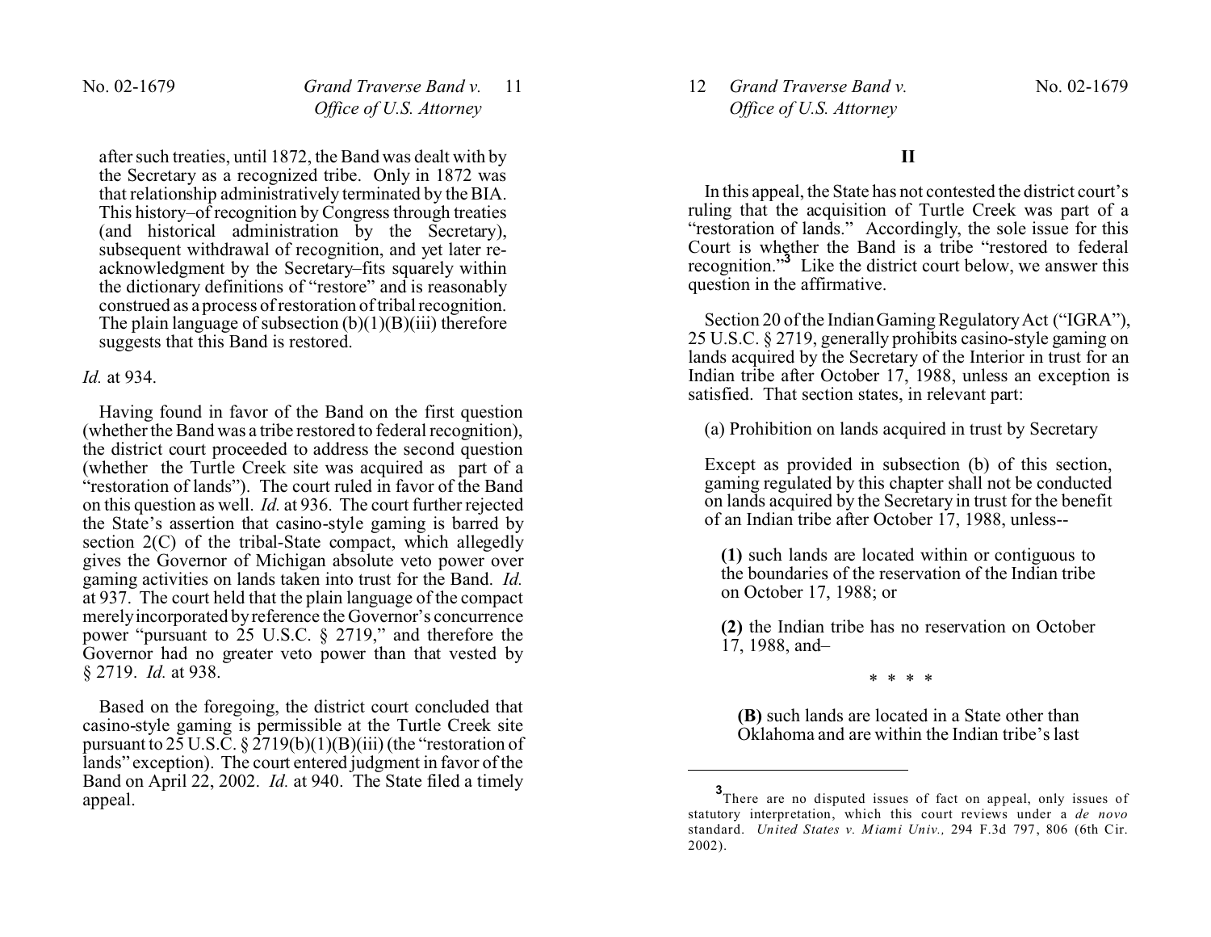> after such treaties, until 1872, the Band was dealt with by the Secretary as a recognized tribe. Only in 1872 was that relationship administratively terminated by the BIA. This history–of recognition by Congress through treaties (and historical administration by the Secretary), subsequent withdrawal of recognition, and yet later re-acknowledgment by the Secretary–fits squarely within the dictionary definitions of "restore" and is reasonably construed as a process of restoration of tribal recognition. The plain language of subsection (b)(1)(B)(iii) therefore suggests that this Band is restored.

*Id.* at 934.

Having found in favor of the Band on the first question (whether the Band was a tribe restored to federal recognition), the district court proceeded to address the second question (whether the Turtle Creek site was acquired as part of a "restoration of lands"). The court ruled in favor of the Band on this question as well. *Id.* at 936. The court further rejected the State's assertion that casino-style gaming is barred by section 2(C) of the tribal-State compact, which allegedly gives the Governor of Michigan absolute veto power over gaming activities on lands taken into trust for the Band. *Id.* at 937. The court held that the plain language of the compact merely incorporated by reference the Governor's concurrence power "pursuant to 25 U.S.C. § 2719," and therefore the Governor had no greater veto power than that vested by § 2719. *Id.* at 938.

Based on the foregoing, the district court concluded that casino-style gaming is permissible at the Turtle Creek site pursuant to 25 U.S.C. § 2719(b)(1)(B)(iii) (the "restoration of lands" exception). The court entered judgment in favor of the Band on April 22, 2002. *Id.* at 940. The State filed a timely appeal.

## II

In this appeal, the State has not contested the district court's ruling that the acquisition of Turtle Creek was part of a "restoration of lands." Accordingly, the sole issue for this Court is whether the Band is a tribe "restored to federal recognition."[3] Like the district court below, we answer this question in the affirmative.

Section 20 of the Indian Gaming Regulatory Act ("IGRA"), 25 U.S.C. § 2719, generally prohibits casino-style gaming on lands acquired by the Secretary of the Interior in trust for an Indian tribe after October 17, 1988, unless an exception is satisfied. That section states, in relevant part:

> (a) Prohibition on lands acquired in trust by Secretary
>
> Except as provided in subsection (b) of this section, gaming regulated by this chapter shall not be conducted on lands acquired by the Secretary in trust for the benefit of an Indian tribe after October 17, 1988, unless--
>
> > **(1)** such lands are located within or contiguous to the boundaries of the reservation of the Indian tribe on October 17, 1988; or
> >
> > **(2)** the Indian tribe has no reservation on October 17, 1988, and–
> >
> > \* \* \* \*
> >
> > > **(B)** such lands are located in a State other than Oklahoma and are within the Indian tribe's last

---

[3] There are no disputed issues of fact on appeal, only issues of statutory interpretation, which this court reviews under a *de novo* standard. *United States v. Miami Univ.,* 294 F.3d 797, 806 (6th Cir. 2002).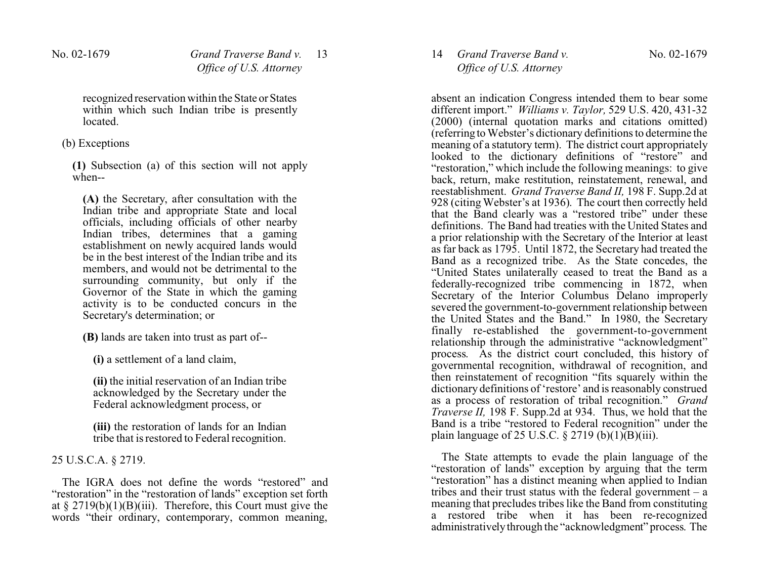recognized reservation within the State or States within which such Indian tribe is presently located.

(b) Exceptions

**(1)** Subsection (a) of this section will not apply when--

**(A)** the Secretary, after consultation with the Indian tribe and appropriate State and local officials, including officials of other nearby Indian tribes, determines that a gaming establishment on newly acquired lands would be in the best interest of the Indian tribe and its members, and would not be detrimental to the surrounding community, but only if the Governor of the State in which the gaming activity is to be conducted concurs in the Secretary's determination; or

**(B)** lands are taken into trust as part of--

**(i)** a settlement of a land claim,

**(ii)** the initial reservation of an Indian tribe acknowledged by the Secretary under the Federal acknowledgment process, or

**(iii)** the restoration of lands for an Indian tribe that is restored to Federal recognition.

25 U.S.C.A. § 2719.

The IGRA does not define the words "restored" and "restoration" in the "restoration of lands" exception set forth at § 2719(b)(1)(B)(iii). Therefore, this Court must give the words "their ordinary, contemporary, common meaning, absent an indication Congress intended them to bear some different import." *Williams v. Taylor,* 529 U.S. 420, 431-32 (2000) (internal quotation marks and citations omitted) (referring to Webster's dictionary definitions to determine the meaning of a statutory term). The district court appropriately looked to the dictionary definitions of "restore" and "restoration," which include the following meanings: to give back, return, make restitution, reinstatement, renewal, and reestablishment. *Grand Traverse Band II,* 198 F. Supp.2d at 928 (citing Webster's at 1936). The court then correctly held that the Band clearly was a "restored tribe" under these definitions. The Band had treaties with the United States and a prior relationship with the Secretary of the Interior at least as far back as 1795. Until 1872, the Secretary had treated the Band as a recognized tribe. As the State concedes, the "United States unilaterally ceased to treat the Band as a federally-recognized tribe commencing in 1872, when Secretary of the Interior Columbus Delano improperly severed the government-to-government relationship between the United States and the Band." In 1980, the Secretary finally re-established the government-to-government relationship through the administrative "acknowledgment" process. As the district court concluded, this history of governmental recognition, withdrawal of recognition, and then reinstatement of recognition "fits squarely within the dictionary definitions of 'restore' and is reasonably construed as a process of restoration of tribal recognition." *Grand Traverse II,* 198 F. Supp.2d at 934. Thus, we hold that the Band is a tribe "restored to Federal recognition" under the plain language of 25 U.S.C. § 2719 (b)(1)(B)(iii).

The State attempts to evade the plain language of the "restoration of lands" exception by arguing that the term "restoration" has a distinct meaning when applied to Indian tribes and their trust status with the federal government – a meaning that precludes tribes like the Band from constituting a restored tribe when it has been re-recognized administratively through the "acknowledgment" process. The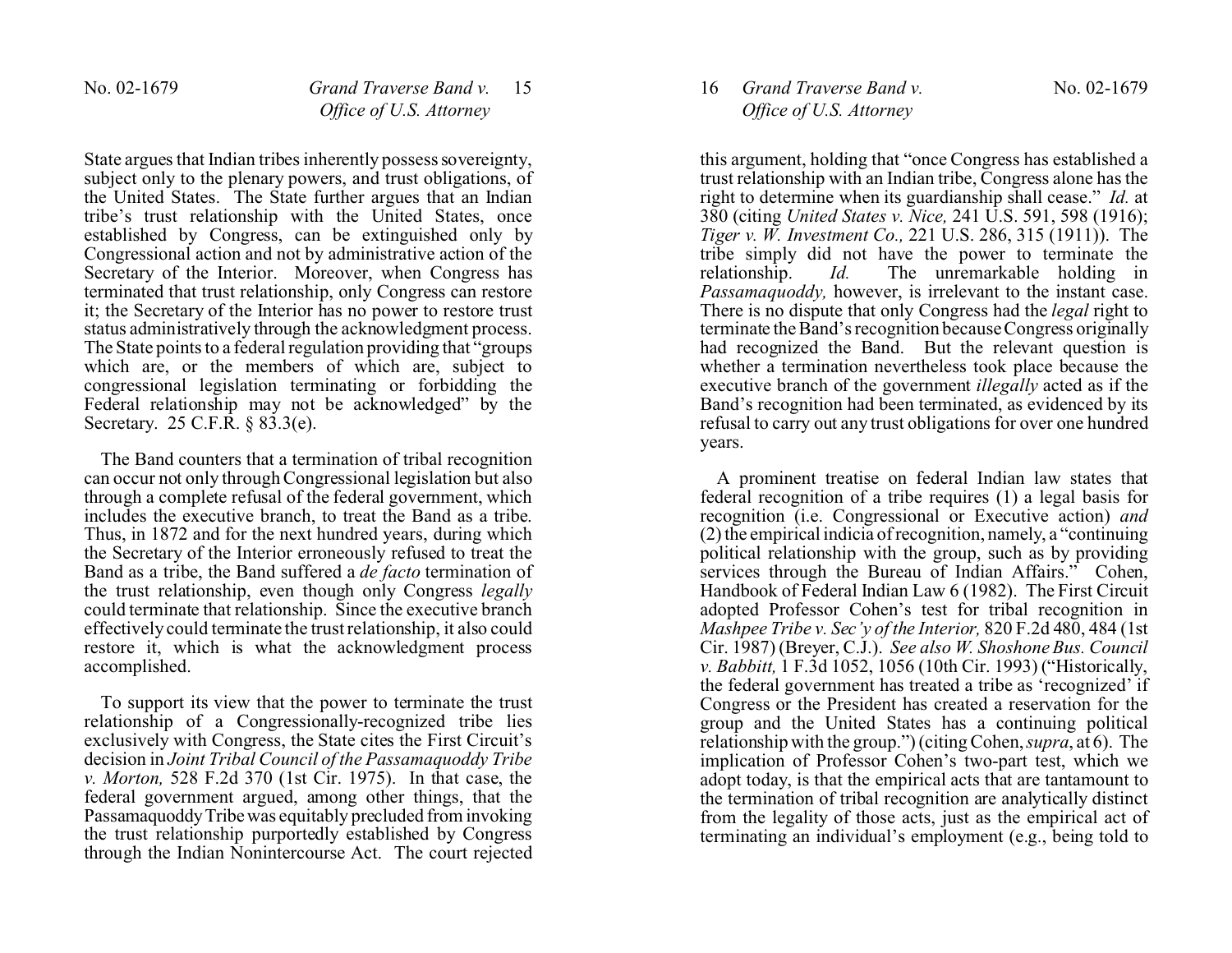State argues that Indian tribes inherently possess sovereignty, subject only to the plenary powers, and trust obligations, of the United States. The State further argues that an Indian tribe's trust relationship with the United States, once established by Congress, can be extinguished only by Congressional action and not by administrative action of the Secretary of the Interior. Moreover, when Congress has terminated that trust relationship, only Congress can restore it; the Secretary of the Interior has no power to restore trust status administratively through the acknowledgment process. The State points to a federal regulation providing that "groups which are, or the members of which are, subject to congressional legislation terminating or forbidding the Federal relationship may not be acknowledged" by the Secretary. 25 C.F.R. § 83.3(e).

The Band counters that a termination of tribal recognition can occur not only through Congressional legislation but also through a complete refusal of the federal government, which includes the executive branch, to treat the Band as a tribe. Thus, in 1872 and for the next hundred years, during which the Secretary of the Interior erroneously refused to treat the Band as a tribe, the Band suffered a *de facto* termination of the trust relationship, even though only Congress *legally* could terminate that relationship. Since the executive branch effectively could terminate the trust relationship, it also could restore it, which is what the acknowledgment process accomplished.

To support its view that the power to terminate the trust relationship of a Congressionally-recognized tribe lies exclusively with Congress, the State cites the First Circuit's decision in *Joint Tribal Council of the Passamaquoddy Tribe v. Morton,* 528 F.2d 370 (1st Cir. 1975). In that case, the federal government argued, among other things, that the Passamaquoddy Tribe was equitably precluded from invoking the trust relationship purportedly established by Congress through the Indian Nonintercourse Act. The court rejected this argument, holding that "once Congress has established a trust relationship with an Indian tribe, Congress alone has the right to determine when its guardianship shall cease." *Id.* at 380 (citing *United States v. Nice,* 241 U.S. 591, 598 (1916); *Tiger v. W. Investment Co.,* 221 U.S. 286, 315 (1911)). The tribe simply did not have the power to terminate the relationship. *Id.* The unremarkable holding in *Passamaquoddy,* however, is irrelevant to the instant case. There is no dispute that only Congress had the *legal* right to terminate the Band's recognition because Congress originally had recognized the Band. But the relevant question is whether a termination nevertheless took place because the executive branch of the government *illegally* acted as if the Band's recognition had been terminated, as evidenced by its refusal to carry out any trust obligations for over one hundred years.

A prominent treatise on federal Indian law states that federal recognition of a tribe requires (1) a legal basis for recognition (i.e. Congressional or Executive action) *and* (2) the empirical indicia of recognition, namely, a "continuing political relationship with the group, such as by providing services through the Bureau of Indian Affairs." Cohen, Handbook of Federal Indian Law 6 (1982). The First Circuit adopted Professor Cohen's test for tribal recognition in *Mashpee Tribe v. Sec'y of the Interior,* 820 F.2d 480, 484 (1st Cir. 1987) (Breyer, C.J.). *See also W. Shoshone Bus. Council v. Babbitt,* 1 F.3d 1052, 1056 (10th Cir. 1993) ("Historically, the federal government has treated a tribe as 'recognized' if Congress or the President has created a reservation for the group and the United States has a continuing political relationship with the group.") (citing Cohen, *supra*, at 6). The implication of Professor Cohen's two-part test, which we adopt today, is that the empirical acts that are tantamount to the termination of tribal recognition are analytically distinct from the legality of those acts, just as the empirical act of terminating an individual's employment (e.g., being told to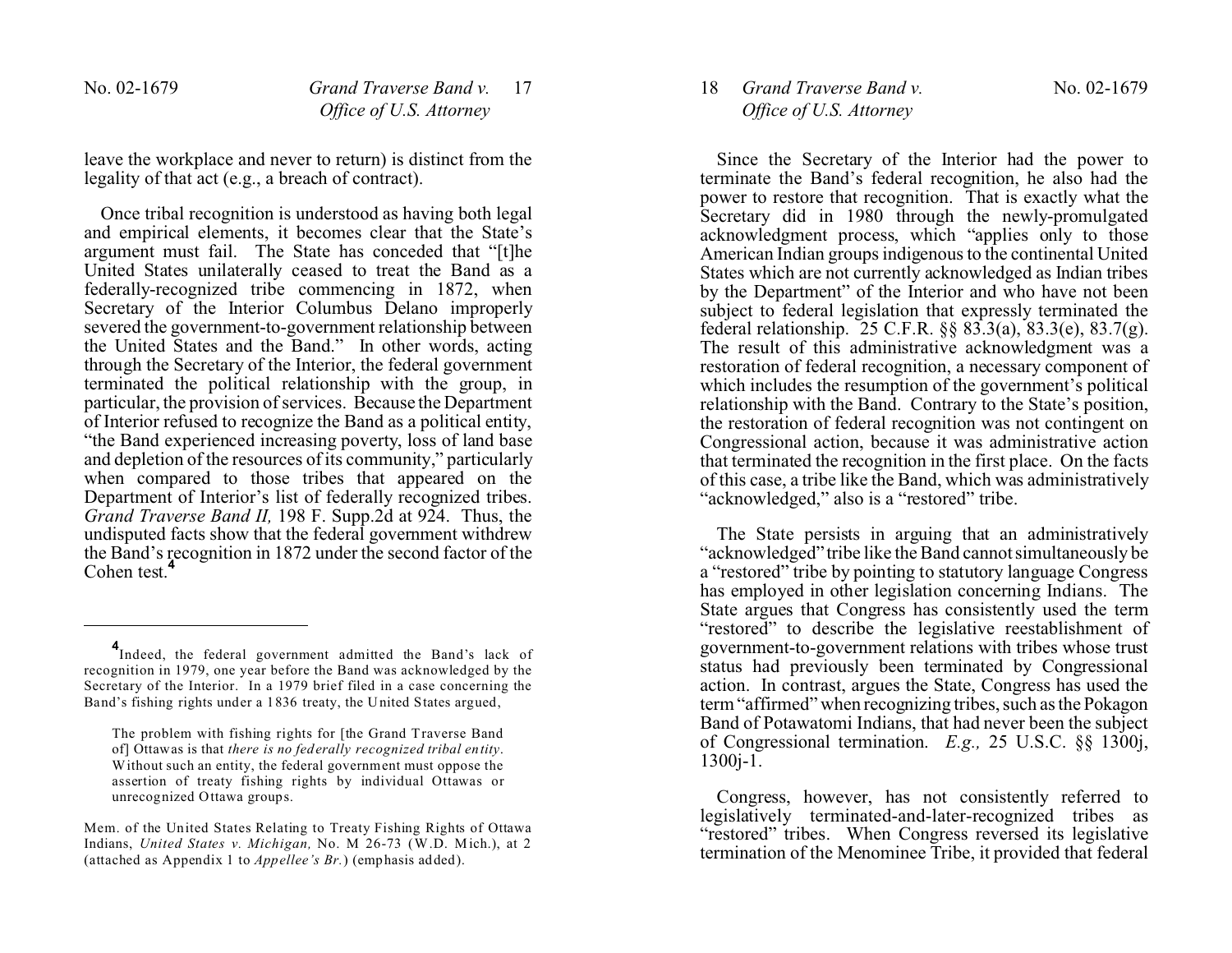leave the workplace and never to return) is distinct from the legality of that act (e.g., a breach of contract).

Once tribal recognition is understood as having both legal and empirical elements, it becomes clear that the State's argument must fail. The State has conceded that "[t]he United States unilaterally ceased to treat the Band as a federally-recognized tribe commencing in 1872, when Secretary of the Interior Columbus Delano improperly severed the government-to-government relationship between the United States and the Band." In other words, acting through the Secretary of the Interior, the federal government terminated the political relationship with the group, in particular, the provision of services. Because the Department of Interior refused to recognize the Band as a political entity, "the Band experienced increasing poverty, loss of land base and depletion of the resources of its community," particularly when compared to those tribes that appeared on the Department of Interior's list of federally recognized tribes. *Grand Traverse Band II,* 198 F. Supp.2d at 924. Thus, the undisputed facts show that the federal government withdrew the Band's recognition in 1872 under the second factor of the Cohen test.[4]

Since the Secretary of the Interior had the power to terminate the Band's federal recognition, he also had the power to restore that recognition. That is exactly what the Secretary did in 1980 through the newly-promulgated acknowledgment process, which "applies only to those American Indian groups indigenous to the continental United States which are not currently acknowledged as Indian tribes by the Department" of the Interior and who have not been subject to federal legislation that expressly terminated the federal relationship. 25 C.F.R. §§ 83.3(a), 83.3(e), 83.7(g). The result of this administrative acknowledgment was a restoration of federal recognition, a necessary component of which includes the resumption of the government's political relationship with the Band. Contrary to the State's position, the restoration of federal recognition was not contingent on Congressional action, because it was administrative action that terminated the recognition in the first place. On the facts of this case, a tribe like the Band, which was administratively "acknowledged," also is a "restored" tribe.

The State persists in arguing that an administratively "acknowledged" tribe like the Band cannot simultaneously be a "restored" tribe by pointing to statutory language Congress has employed in other legislation concerning Indians. The State argues that Congress has consistently used the term "restored" to describe the legislative reestablishment of government-to-government relations with tribes whose trust status had previously been terminated by Congressional action. In contrast, argues the State, Congress has used the term "affirmed" when recognizing tribes, such as the Pokagon Band of Potawatomi Indians, that had never been the subject of Congressional termination. *E.g.,* 25 U.S.C. §§ 1300j, 1300j-1.

Congress, however, has not consistently referred to legislatively terminated-and-later-recognized tribes as "restored" tribes. When Congress reversed its legislative termination of the Menominee Tribe, it provided that federal

---

[4] Indeed, the federal government admitted the Band's lack of recognition in 1979, one year before the Band was acknowledged by the Secretary of the Interior. In a 1979 brief filed in a case concerning the Band's fishing rights under a 1836 treaty, the United States argued,

> The problem with fishing rights for [the Grand Traverse Band of] Ottawas is that *there is no federally recognized tribal entity*. Without such an entity, the federal government must oppose the assertion of treaty fishing rights by individual Ottawas or unrecognized Ottawa groups.

Mem. of the United States Relating to Treaty Fishing Rights of Ottawa Indians, *United States v. Michigan,* No. M 26-73 (W.D. Mich.), at 2 (attached as Appendix 1 to *Appellee's Br.*) (emphasis added).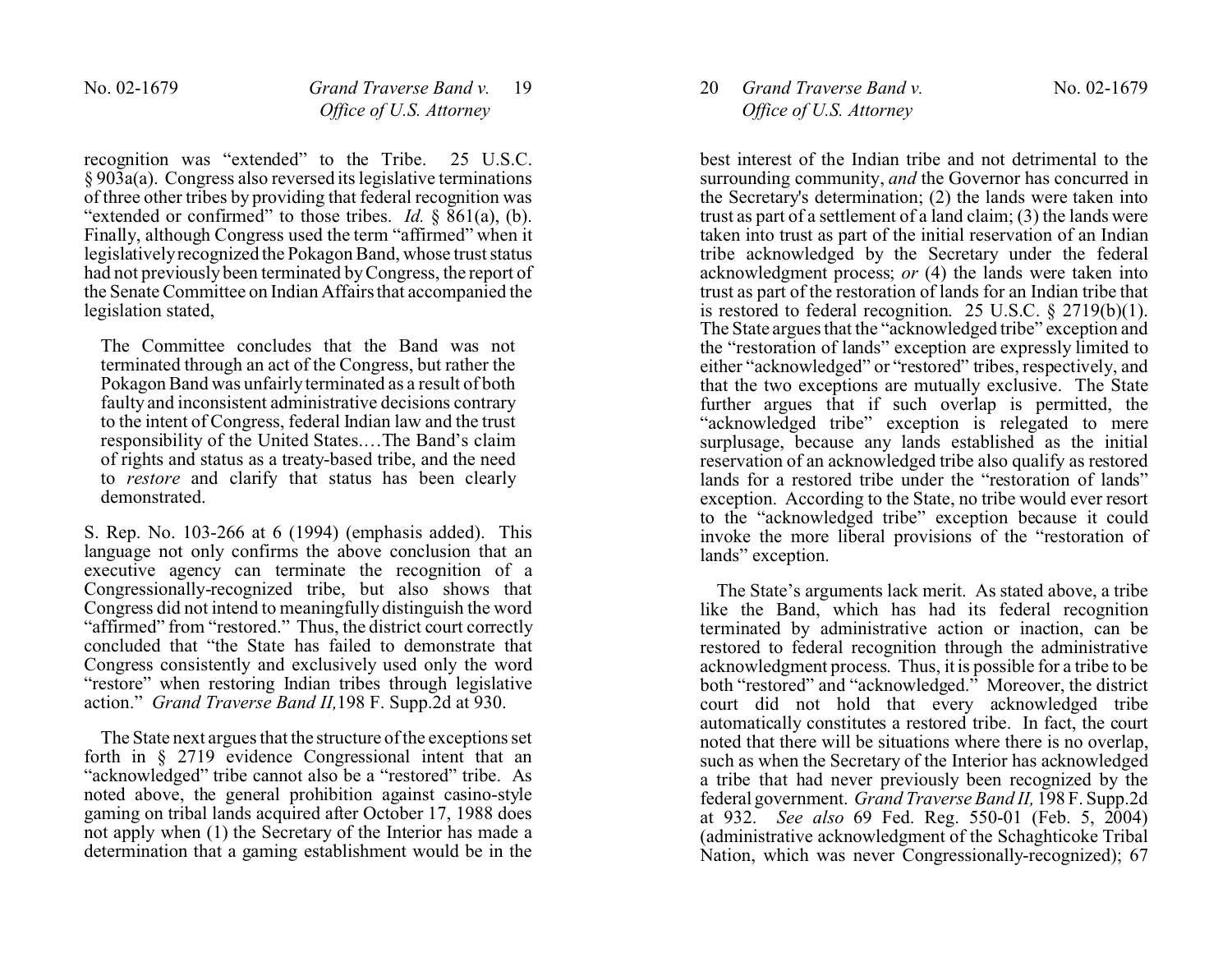recognition was "extended" to the Tribe. 25 U.S.C. § 903a(a). Congress also reversed its legislative terminations of three other tribes by providing that federal recognition was "extended or confirmed" to those tribes. *Id.* § 861(a), (b). Finally, although Congress used the term "affirmed" when it legislatively recognized the Pokagon Band, whose trust status had not previously been terminated by Congress, the report of the Senate Committee on Indian Affairs that accompanied the legislation stated,

> The Committee concludes that the Band was not terminated through an act of the Congress, but rather the Pokagon Band was unfairly terminated as a result of both faulty and inconsistent administrative decisions contrary to the intent of Congress, federal Indian law and the trust responsibility of the United States.…The Band's claim of rights and status as a treaty-based tribe, and the need to *restore* and clarify that status has been clearly demonstrated.

S. Rep. No. 103-266 at 6 (1994) (emphasis added). This language not only confirms the above conclusion that an executive agency can terminate the recognition of a Congressionally-recognized tribe, but also shows that Congress did not intend to meaningfully distinguish the word "affirmed" from "restored." Thus, the district court correctly concluded that "the State has failed to demonstrate that Congress consistently and exclusively used only the word "restore" when restoring Indian tribes through legislative action." *Grand Traverse Band II,* 198 F. Supp.2d at 930.

The State next argues that the structure of the exceptions set forth in § 2719 evidence Congressional intent that an "acknowledged" tribe cannot also be a "restored" tribe. As noted above, the general prohibition against casino-style gaming on tribal lands acquired after October 17, 1988 does not apply when (1) the Secretary of the Interior has made a determination that a gaming establishment would be in the best interest of the Indian tribe and not detrimental to the surrounding community, *and* the Governor has concurred in the Secretary's determination; (2) the lands were taken into trust as part of a settlement of a land claim; (3) the lands were taken into trust as part of the initial reservation of an Indian tribe acknowledged by the Secretary under the federal acknowledgment process; *or* (4) the lands were taken into trust as part of the restoration of lands for an Indian tribe that is restored to federal recognition. 25 U.S.C. § 2719(b)(1). The State argues that the "acknowledged tribe" exception and the "restoration of lands" exception are expressly limited to either "acknowledged" or "restored" tribes, respectively, and that the two exceptions are mutually exclusive. The State further argues that if such overlap is permitted, the "acknowledged tribe" exception is relegated to mere surplusage, because any lands established as the initial reservation of an acknowledged tribe also qualify as restored lands for a restored tribe under the "restoration of lands" exception. According to the State, no tribe would ever resort to the "acknowledged tribe" exception because it could invoke the more liberal provisions of the "restoration of lands" exception.

The State's arguments lack merit. As stated above, a tribe like the Band, which has had its federal recognition terminated by administrative action or inaction, can be restored to federal recognition through the administrative acknowledgment process. Thus, it is possible for a tribe to be both "restored" and "acknowledged." Moreover, the district court did not hold that every acknowledged tribe automatically constitutes a restored tribe. In fact, the court noted that there will be situations where there is no overlap, such as when the Secretary of the Interior has acknowledged a tribe that had never previously been recognized by the federal government. *Grand Traverse Band II,* 198 F. Supp.2d at 932. *See also* 69 Fed. Reg. 550-01 (Feb. 5, 2004) (administrative acknowledgment of the Schaghticoke Tribal Nation, which was never Congressionally-recognized); 67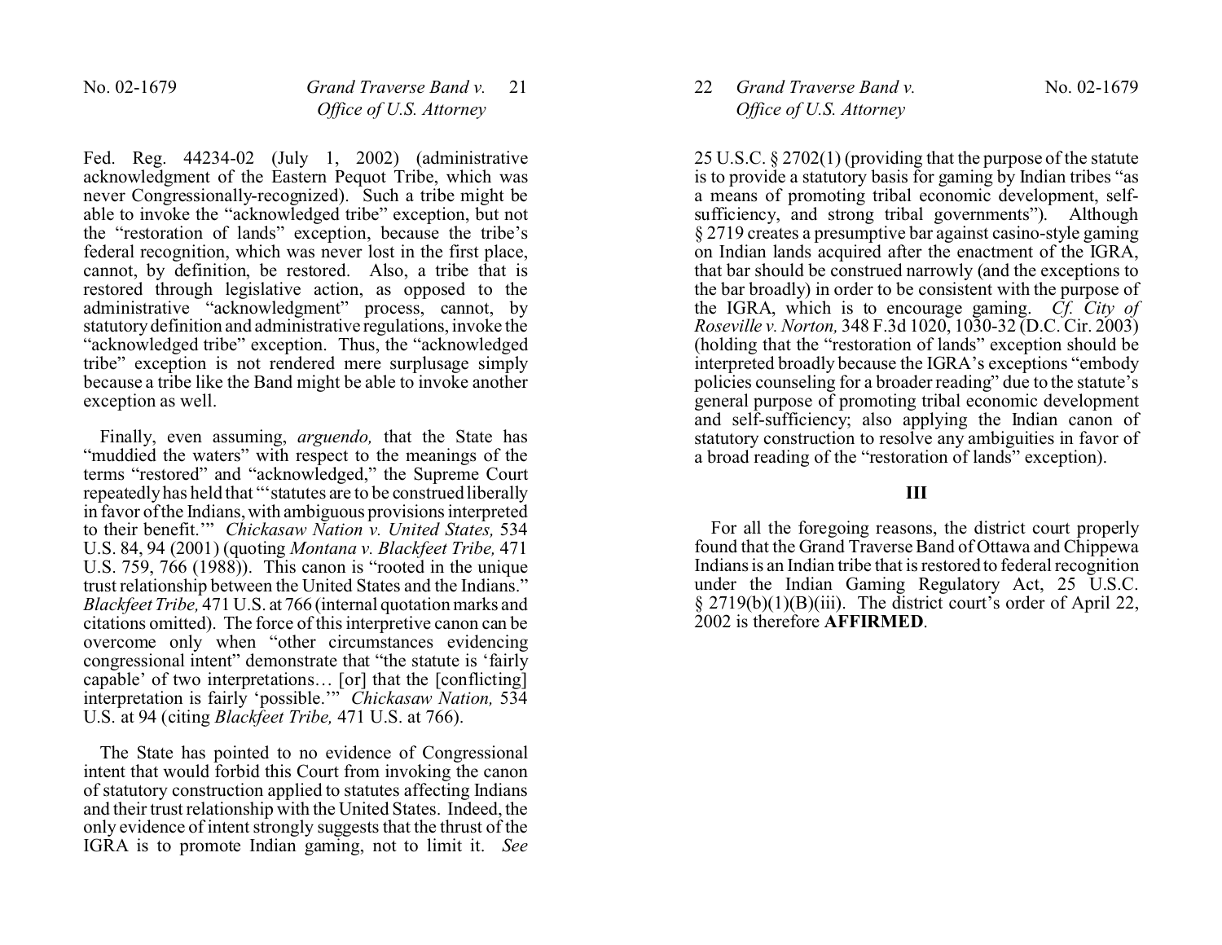Fed. Reg. 44234-02 (July 1, 2002) (administrative acknowledgment of the Eastern Pequot Tribe, which was never Congressionally-recognized). Such a tribe might be able to invoke the "acknowledged tribe" exception, but not the "restoration of lands" exception, because the tribe's federal recognition, which was never lost in the first place, cannot, by definition, be restored. Also, a tribe that is restored through legislative action, as opposed to the administrative "acknowledgment" process, cannot, by statutory definition and administrative regulations, invoke the "acknowledged tribe" exception. Thus, the "acknowledged tribe" exception is not rendered mere surplusage simply because a tribe like the Band might be able to invoke another exception as well.

Finally, even assuming, *arguendo,* that the State has "muddied the waters" with respect to the meanings of the terms "restored" and "acknowledged," the Supreme Court repeatedly has held that "'statutes are to be construed liberally in favor of the Indians, with ambiguous provisions interpreted to their benefit.'" *Chickasaw Nation v. United States,* 534 U.S. 84, 94 (2001) (quoting *Montana v. Blackfeet Tribe,* 471 U.S. 759, 766 (1988)). This canon is "rooted in the unique trust relationship between the United States and the Indians." *Blackfeet Tribe,* 471 U.S. at 766 (internal quotation marks and citations omitted). The force of this interpretive canon can be overcome only when "other circumstances evidencing congressional intent" demonstrate that "the statute is 'fairly capable' of two interpretations… [or] that the [conflicting] interpretation is fairly 'possible.'" *Chickasaw Nation,* 534 U.S. at 94 (citing *Blackfeet Tribe,* 471 U.S. at 766).

The State has pointed to no evidence of Congressional intent that would forbid this Court from invoking the canon of statutory construction applied to statutes affecting Indians and their trust relationship with the United States. Indeed, the only evidence of intent strongly suggests that the thrust of the IGRA is to promote Indian gaming, not to limit it. *See* 25 U.S.C. § 2702(1) (providing that the purpose of the statute is to provide a statutory basis for gaming by Indian tribes "as a means of promoting tribal economic development, self-sufficiency, and strong tribal governments"). Although § 2719 creates a presumptive bar against casino-style gaming on Indian lands acquired after the enactment of the IGRA, that bar should be construed narrowly (and the exceptions to the bar broadly) in order to be consistent with the purpose of the IGRA, which is to encourage gaming. *Cf. City of Roseville v. Norton,* 348 F.3d 1020, 1030-32 (D.C. Cir. 2003) (holding that the "restoration of lands" exception should be interpreted broadly because the IGRA's exceptions "embody policies counseling for a broader reading" due to the statute's general purpose of promoting tribal economic development and self-sufficiency; also applying the Indian canon of statutory construction to resolve any ambiguities in favor of a broad reading of the "restoration of lands" exception).

## III

For all the foregoing reasons, the district court properly found that the Grand Traverse Band of Ottawa and Chippewa Indians is an Indian tribe that is restored to federal recognition under the Indian Gaming Regulatory Act, 25 U.S.C. § 2719(b)(1)(B)(iii). The district court's order of April 22, 2002 is therefore **AFFIRMED**.